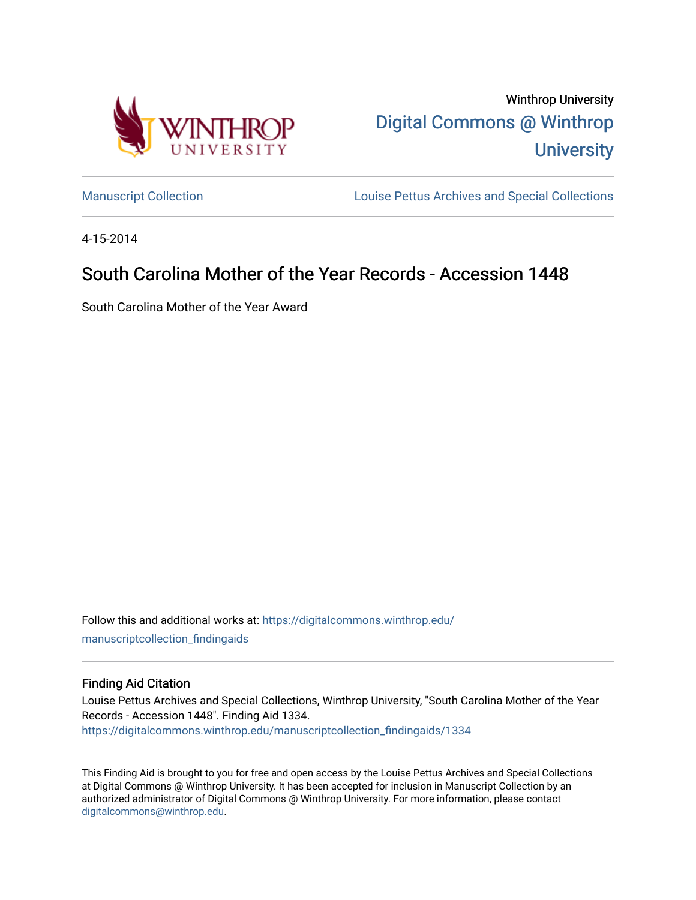Winthrop University

[Digital Commons @ Winthrop University](https://digitalcommons.winthrop.edu/)

Manuscript Collection

Louise Pettus Archives and Special Collections

4-15-2014

# South Carolina Mother of the Year Records - Accession 1448

South Carolina Mother of the Year Award

Follow this and additional works at: https://digitalcommons.winthrop.edu/manuscriptcollection_findingaids

## Finding Aid Citation

Louise Pettus Archives and Special Collections, Winthrop University, "South Carolina Mother of the Year Records - Accession 1448". Finding Aid 1334.
https://digitalcommons.winthrop.edu/manuscriptcollection_findingaids/1334

This Finding Aid is brought to you for free and open access by the Louise Pettus Archives and Special Collections at Digital Commons @ Winthrop University. It has been accepted for inclusion in Manuscript Collection by an authorized administrator of Digital Commons @ Winthrop University. For more information, please contact digitalcommons@winthrop.edu.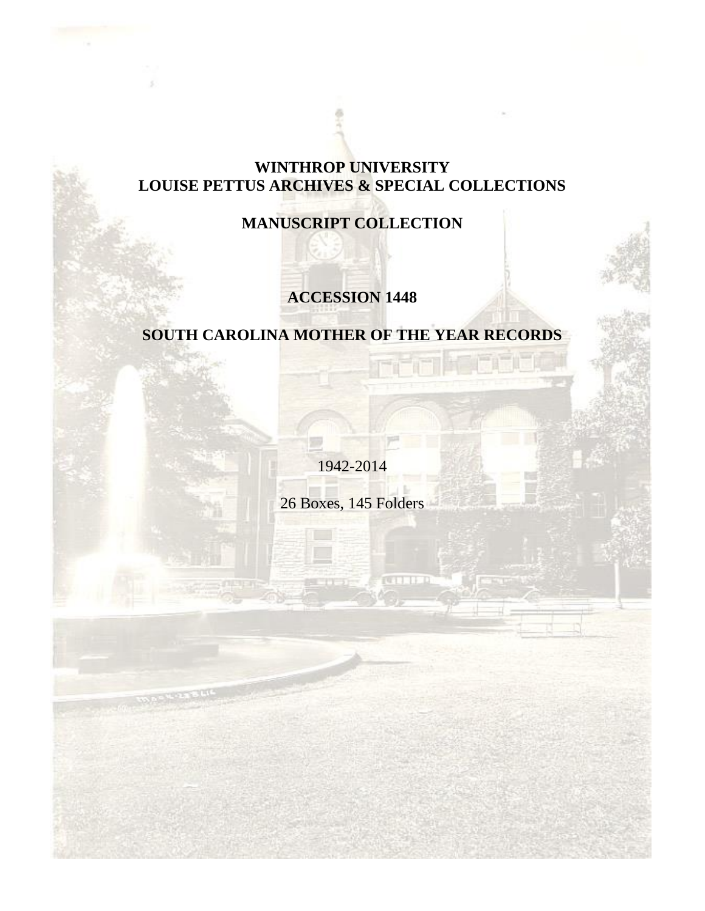# WINTHROP UNIVERSITY
# LOUISE PETTUS ARCHIVES & SPECIAL COLLECTIONS

## MANUSCRIPT COLLECTION

## ACCESSION 1448

## SOUTH CAROLINA MOTHER OF THE YEAR RECORDS

1942-2014

26 Boxes, 145 Folders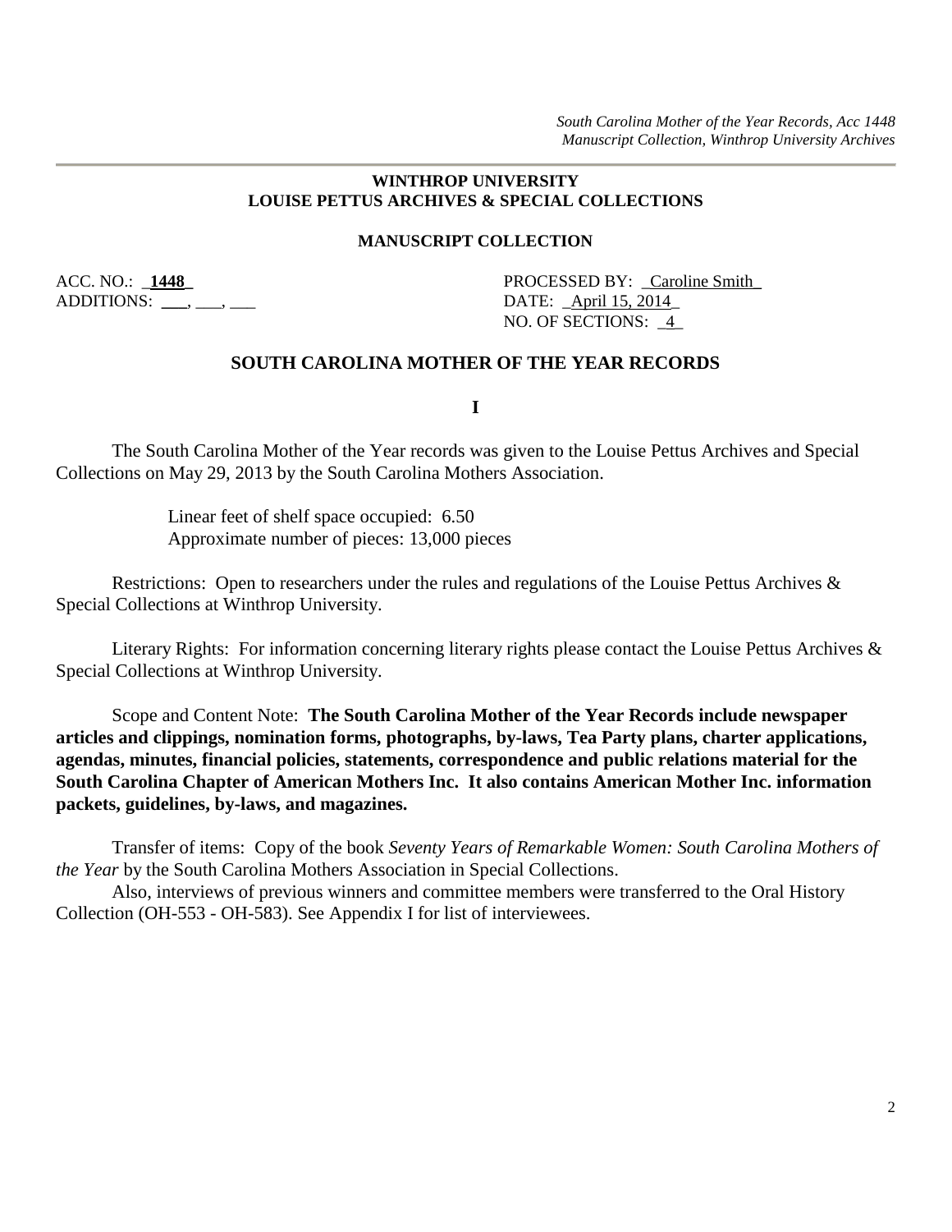**WINTHROP UNIVERSITY**
**LOUISE PETTUS ARCHIVES & SPECIAL COLLECTIONS**

**MANUSCRIPT COLLECTION**

ACC. NO.: **1448**
ADDITIONS: ___, ___, ___

PROCESSED BY: Caroline Smith
DATE: April 15, 2014
NO. OF SECTIONS: 4

## SOUTH CAROLINA MOTHER OF THE YEAR RECORDS

**I**

The South Carolina Mother of the Year records was given to the Louise Pettus Archives and Special Collections on May 29, 2013 by the South Carolina Mothers Association.

Linear feet of shelf space occupied: 6.50
Approximate number of pieces: 13,000 pieces

Restrictions: Open to researchers under the rules and regulations of the Louise Pettus Archives & Special Collections at Winthrop University.

Literary Rights: For information concerning literary rights please contact the Louise Pettus Archives & Special Collections at Winthrop University.

Scope and Content Note: **The South Carolina Mother of the Year Records include newspaper articles and clippings, nomination forms, photographs, by-laws, Tea Party plans, charter applications, agendas, minutes, financial policies, statements, correspondence and public relations material for the South Carolina Chapter of American Mothers Inc. It also contains American Mother Inc. information packets, guidelines, by-laws, and magazines.**

Transfer of items: Copy of the book *Seventy Years of Remarkable Women: South Carolina Mothers of the Year* by the South Carolina Mothers Association in Special Collections.

Also, interviews of previous winners and committee members were transferred to the Oral History Collection (OH-553 - OH-583). See Appendix I for list of interviewees.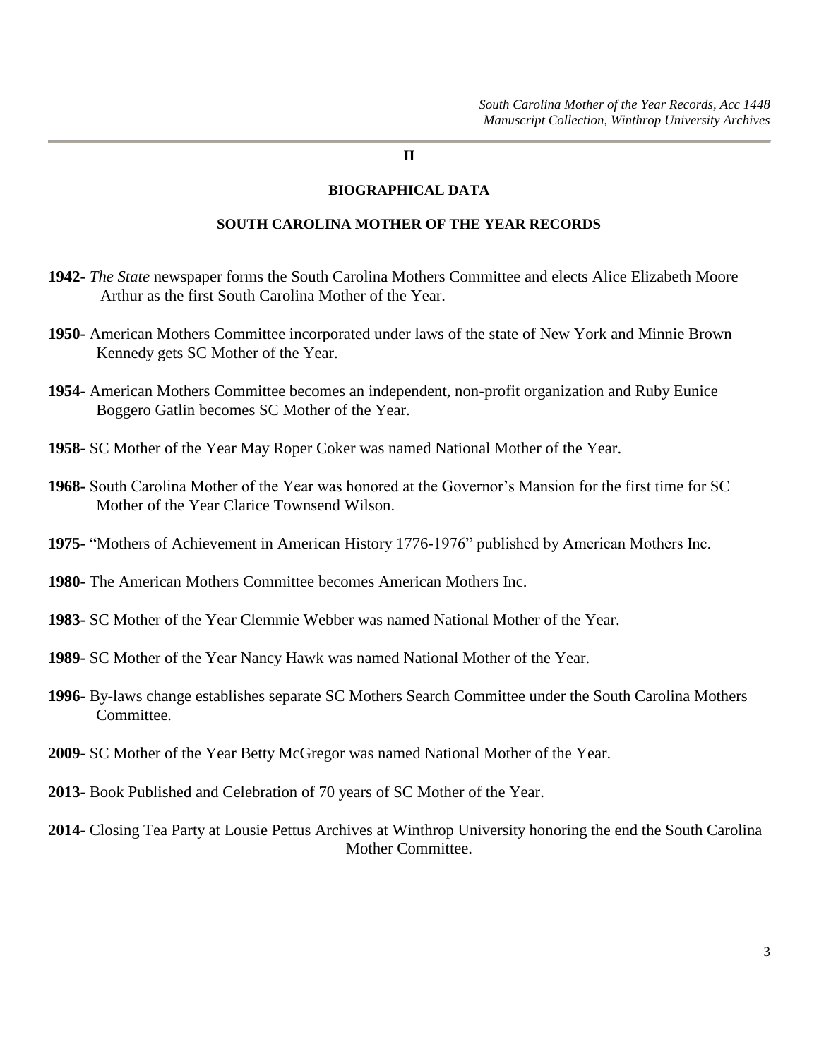**II**

## BIOGRAPHICAL DATA

## SOUTH CAROLINA MOTHER OF THE YEAR RECORDS

**1942-** *The State* newspaper forms the South Carolina Mothers Committee and elects Alice Elizabeth Moore Arthur as the first South Carolina Mother of the Year.

**1950-** American Mothers Committee incorporated under laws of the state of New York and Minnie Brown Kennedy gets SC Mother of the Year.

**1954-** American Mothers Committee becomes an independent, non-profit organization and Ruby Eunice Boggero Gatlin becomes SC Mother of the Year.

**1958-** SC Mother of the Year May Roper Coker was named National Mother of the Year.

**1968-** South Carolina Mother of the Year was honored at the Governor's Mansion for the first time for SC Mother of the Year Clarice Townsend Wilson.

**1975-** "Mothers of Achievement in American History 1776-1976" published by American Mothers Inc.

**1980-** The American Mothers Committee becomes American Mothers Inc.

**1983-** SC Mother of the Year Clemmie Webber was named National Mother of the Year.

**1989-** SC Mother of the Year Nancy Hawk was named National Mother of the Year.

**1996-** By-laws change establishes separate SC Mothers Search Committee under the South Carolina Mothers Committee.

**2009-** SC Mother of the Year Betty McGregor was named National Mother of the Year.

**2013-** Book Published and Celebration of 70 years of SC Mother of the Year.

**2014-** Closing Tea Party at Lousie Pettus Archives at Winthrop University honoring the end the South Carolina Mother Committee.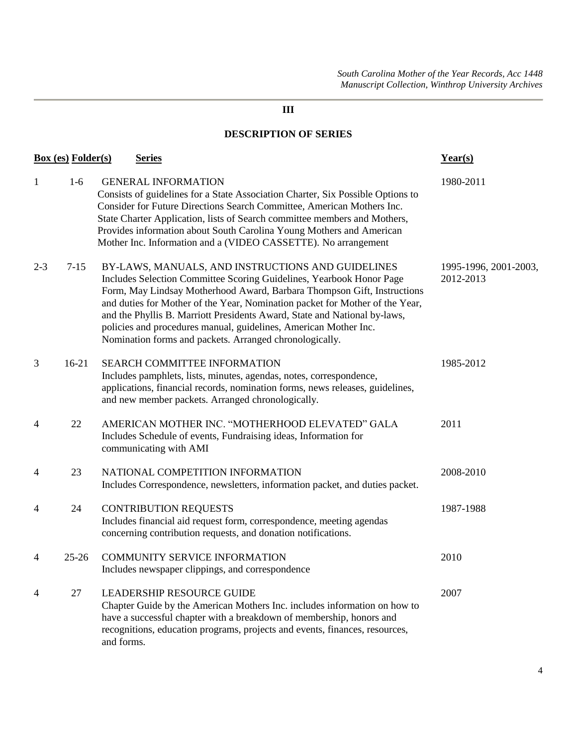## III

## DESCRIPTION OF SERIES

| Box (es) | Folder(s) | Series | Year(s) |
|---|---|---|---|
| 1 | 1-6 | GENERAL INFORMATION<br>Consists of guidelines for a State Association Charter, Six Possible Options to Consider for Future Directions Search Committee, American Mothers Inc. State Charter Application, lists of Search committee members and Mothers, Provides information about South Carolina Young Mothers and American Mother Inc. Information and a (VIDEO CASSETTE). No arrangement | 1980-2011 |
| 2-3 | 7-15 | BY-LAWS, MANUALS, AND INSTRUCTIONS AND GUIDELINES<br>Includes Selection Committee Scoring Guidelines, Yearbook Honor Page Form, May Lindsay Motherhood Award, Barbara Thompson Gift, Instructions and duties for Mother of the Year, Nomination packet for Mother of the Year, and the Phyllis B. Marriott Presidents Award, State and National by-laws, policies and procedures manual, guidelines, American Mother Inc. Nomination forms and packets. Arranged chronologically. | 1995-1996, 2001-2003, 2012-2013 |
| 3 | 16-21 | SEARCH COMMITTEE INFORMATION<br>Includes pamphlets, lists, minutes, agendas, notes, correspondence, applications, financial records, nomination forms, news releases, guidelines, and new member packets. Arranged chronologically. | 1985-2012 |
| 4 | 22 | AMERICAN MOTHER INC. "MOTHERHOOD ELEVATED" GALA<br>Includes Schedule of events, Fundraising ideas, Information for communicating with AMI | 2011 |
| 4 | 23 | NATIONAL COMPETITION INFORMATION<br>Includes Correspondence, newsletters, information packet, and duties packet. | 2008-2010 |
| 4 | 24 | CONTRIBUTION REQUESTS<br>Includes financial aid request form, correspondence, meeting agendas concerning contribution requests, and donation notifications. | 1987-1988 |
| 4 | 25-26 | COMMUNITY SERVICE INFORMATION<br>Includes newspaper clippings, and correspondence | 2010 |
| 4 | 27 | LEADERSHIP RESOURCE GUIDE<br>Chapter Guide by the American Mothers Inc. includes information on how to have a successful chapter with a breakdown of membership, honors and recognitions, education programs, projects and events, finances, resources, and forms. | 2007 |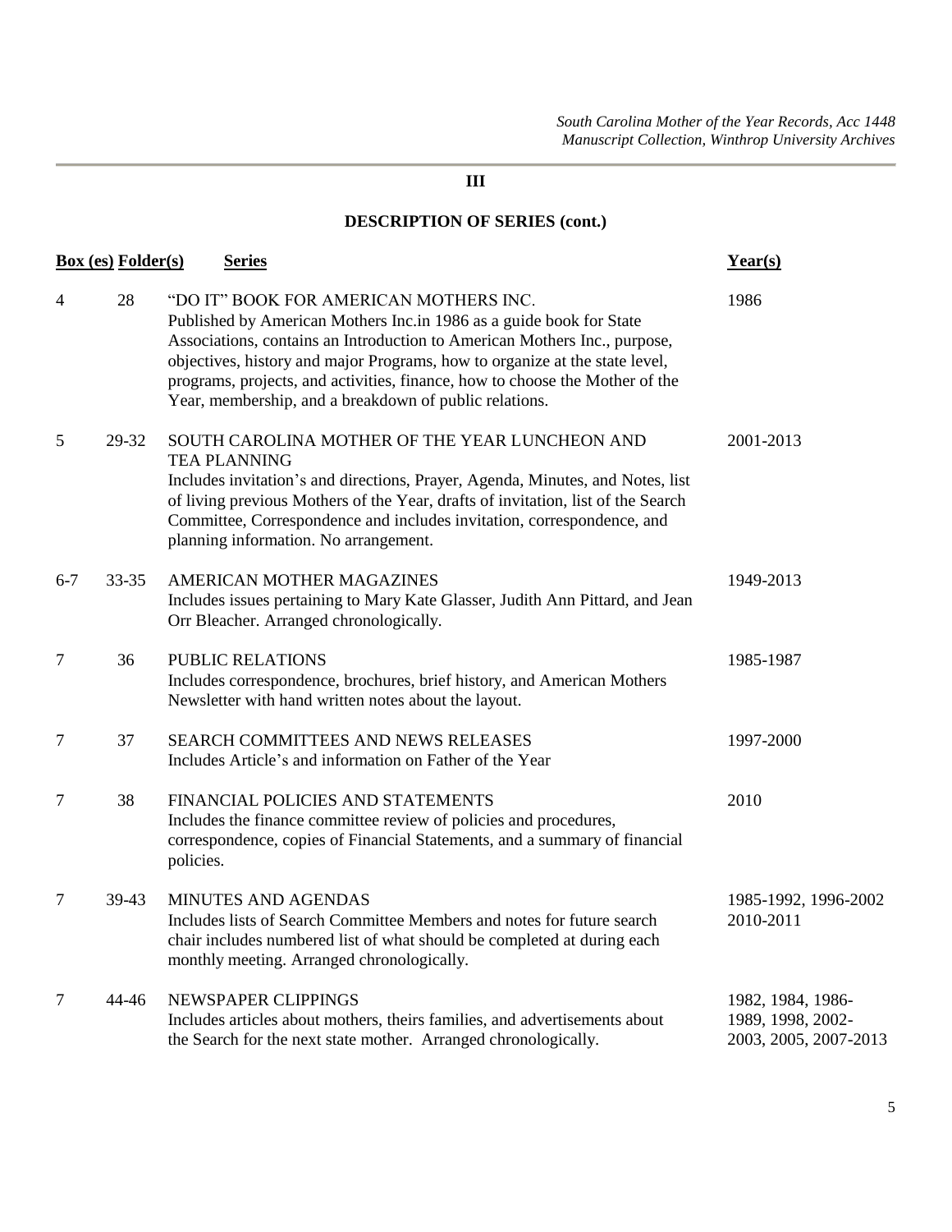## III

## DESCRIPTION OF SERIES (cont.)

| Box (es) | Folder(s) | Series | Year(s) |
|---|---|---|---|
| 4 | 28 | "DO IT" BOOK FOR AMERICAN MOTHERS INC. Published by American Mothers Inc.in 1986 as a guide book for State Associations, contains an Introduction to American Mothers Inc., purpose, objectives, history and major Programs, how to organize at the state level, programs, projects, and activities, finance, how to choose the Mother of the Year, membership, and a breakdown of public relations. | 1986 |
| 5 | 29-32 | SOUTH CAROLINA MOTHER OF THE YEAR LUNCHEON AND TEA PLANNING Includes invitation's and directions, Prayer, Agenda, Minutes, and Notes, list of living previous Mothers of the Year, drafts of invitation, list of the Search Committee, Correspondence and includes invitation, correspondence, and planning information. No arrangement. | 2001-2013 |
| 6-7 | 33-35 | AMERICAN MOTHER MAGAZINES Includes issues pertaining to Mary Kate Glasser, Judith Ann Pittard, and Jean Orr Bleacher. Arranged chronologically. | 1949-2013 |
| 7 | 36 | PUBLIC RELATIONS Includes correspondence, brochures, brief history, and American Mothers Newsletter with hand written notes about the layout. | 1985-1987 |
| 7 | 37 | SEARCH COMMITTEES AND NEWS RELEASES Includes Article's and information on Father of the Year | 1997-2000 |
| 7 | 38 | FINANCIAL POLICIES AND STATEMENTS Includes the finance committee review of policies and procedures, correspondence, copies of Financial Statements, and a summary of financial policies. | 2010 |
| 7 | 39-43 | MINUTES AND AGENDAS Includes lists of Search Committee Members and notes for future search chair includes numbered list of what should be completed at during each monthly meeting. Arranged chronologically. | 1985-1992, 1996-2002 2010-2011 |
| 7 | 44-46 | NEWSPAPER CLIPPINGS Includes articles about mothers, theirs families, and advertisements about the Search for the next state mother. Arranged chronologically. | 1982, 1984, 1986-1989, 1998, 2002-2003, 2005, 2007-2013 |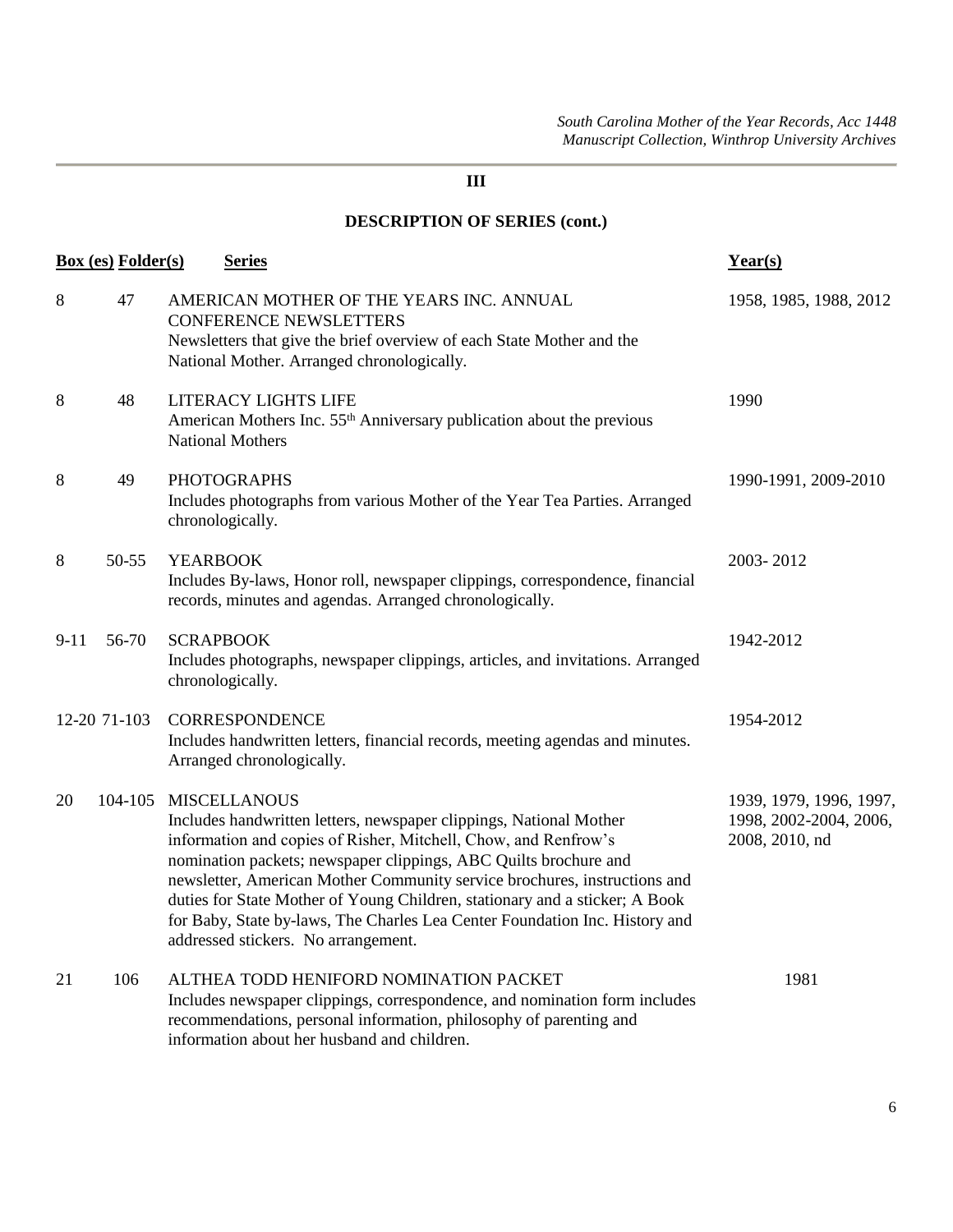## III

## DESCRIPTION OF SERIES (cont.)

| Box (es) | Folder(s) | Series | Year(s) |
|---|---|---|---|
| 8 | 47 | AMERICAN MOTHER OF THE YEARS INC. ANNUAL CONFERENCE NEWSLETTERS<br>Newsletters that give the brief overview of each State Mother and the National Mother. Arranged chronologically. | 1958, 1985, 1988, 2012 |
| 8 | 48 | LITERACY LIGHTS LIFE<br>American Mothers Inc. 55th Anniversary publication about the previous National Mothers | 1990 |
| 8 | 49 | PHOTOGRAPHS<br>Includes photographs from various Mother of the Year Tea Parties. Arranged chronologically. | 1990-1991, 2009-2010 |
| 8 | 50-55 | YEARBOOK<br>Includes By-laws, Honor roll, newspaper clippings, correspondence, financial records, minutes and agendas. Arranged chronologically. | 2003- 2012 |
| 9-11 | 56-70 | SCRAPBOOK<br>Includes photographs, newspaper clippings, articles, and invitations. Arranged chronologically. | 1942-2012 |
| 12-20 | 71-103 | CORRESPONDENCE<br>Includes handwritten letters, financial records, meeting agendas and minutes. Arranged chronologically. | 1954-2012 |
| 20 | 104-105 | MISCELLANOUS<br>Includes handwritten letters, newspaper clippings, National Mother information and copies of Risher, Mitchell, Chow, and Renfrow's nomination packets; newspaper clippings, ABC Quilts brochure and newsletter, American Mother Community service brochures, instructions and duties for State Mother of Young Children, stationary and a sticker; A Book for Baby, State by-laws, The Charles Lea Center Foundation Inc. History and addressed stickers. No arrangement. | 1939, 1979, 1996, 1997, 1998, 2002-2004, 2006, 2008, 2010, nd |
| 21 | 106 | ALTHEA TODD HENIFORD NOMINATION PACKET<br>Includes newspaper clippings, correspondence, and nomination form includes recommendations, personal information, philosophy of parenting and information about her husband and children. | 1981 |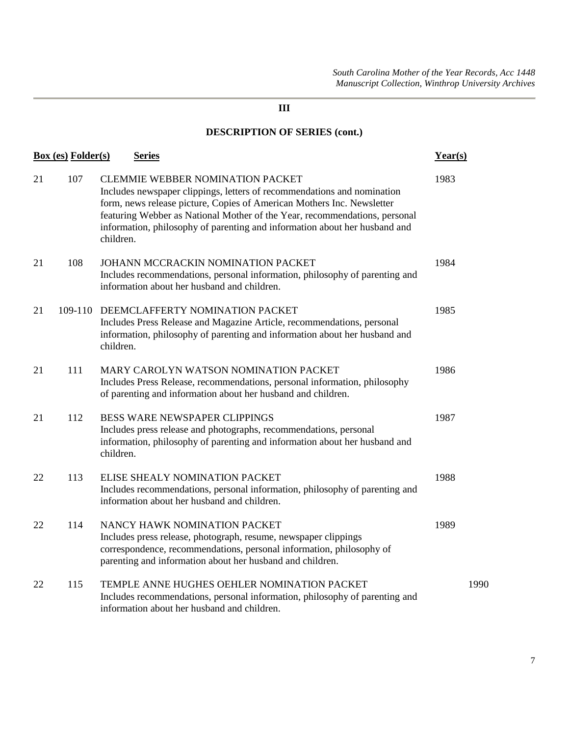## III

## DESCRIPTION OF SERIES (cont.)

| Box (es) | Folder(s) | Series | Year(s) |
|---|---|---|---|
| 21 | 107 | CLEMMIE WEBBER NOMINATION PACKET<br>Includes newspaper clippings, letters of recommendations and nomination form, news release picture, Copies of American Mothers Inc. Newsletter featuring Webber as National Mother of the Year, recommendations, personal information, philosophy of parenting and information about her husband and children. | 1983 |
| 21 | 108 | JOHANN MCCRACKIN NOMINATION PACKET<br>Includes recommendations, personal information, philosophy of parenting and information about her husband and children. | 1984 |
| 21 | 109-110 | DEEMCLAFFERTY NOMINATION PACKET<br>Includes Press Release and Magazine Article, recommendations, personal information, philosophy of parenting and information about her husband and children. | 1985 |
| 21 | 111 | MARY CAROLYN WATSON NOMINATION PACKET<br>Includes Press Release, recommendations, personal information, philosophy of parenting and information about her husband and children. | 1986 |
| 21 | 112 | BESS WARE NEWSPAPER CLIPPINGS<br>Includes press release and photographs, recommendations, personal information, philosophy of parenting and information about her husband and children. | 1987 |
| 22 | 113 | ELISE SHEALY NOMINATION PACKET<br>Includes recommendations, personal information, philosophy of parenting and information about her husband and children. | 1988 |
| 22 | 114 | NANCY HAWK NOMINATION PACKET<br>Includes press release, photograph, resume, newspaper clippings correspondence, recommendations, personal information, philosophy of parenting and information about her husband and children. | 1989 |
| 22 | 115 | TEMPLE ANNE HUGHES OEHLER NOMINATION PACKET<br>Includes recommendations, personal information, philosophy of parenting and information about her husband and children. | 1990 |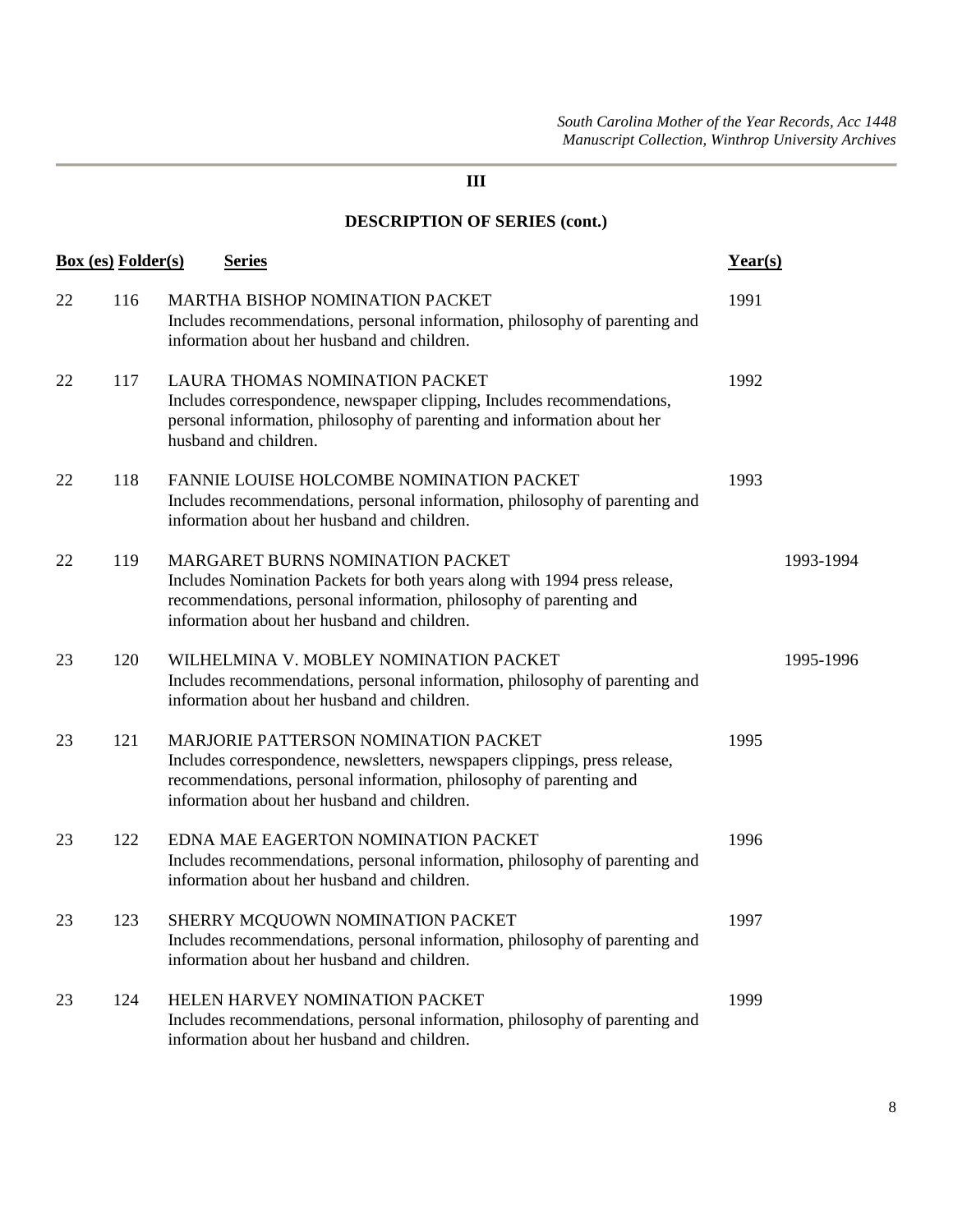## III

## DESCRIPTION OF SERIES (cont.)

| Box (es) | Folder(s) | Series | Year(s) |
|---|---|---|---|
| 22 | 116 | MARTHA BISHOP NOMINATION PACKET<br>Includes recommendations, personal information, philosophy of parenting and information about her husband and children. | 1991 |
| 22 | 117 | LAURA THOMAS NOMINATION PACKET<br>Includes correspondence, newspaper clipping, Includes recommendations, personal information, philosophy of parenting and information about her husband and children. | 1992 |
| 22 | 118 | FANNIE LOUISE HOLCOMBE NOMINATION PACKET<br>Includes recommendations, personal information, philosophy of parenting and information about her husband and children. | 1993 |
| 22 | 119 | MARGARET BURNS NOMINATION PACKET<br>Includes Nomination Packets for both years along with 1994 press release, recommendations, personal information, philosophy of parenting and information about her husband and children. | 1993-1994 |
| 23 | 120 | WILHELMINA V. MOBLEY NOMINATION PACKET<br>Includes recommendations, personal information, philosophy of parenting and information about her husband and children. | 1995-1996 |
| 23 | 121 | MARJORIE PATTERSON NOMINATION PACKET<br>Includes correspondence, newsletters, newspapers clippings, press release, recommendations, personal information, philosophy of parenting and information about her husband and children. | 1995 |
| 23 | 122 | EDNA MAE EAGERTON NOMINATION PACKET<br>Includes recommendations, personal information, philosophy of parenting and information about her husband and children. | 1996 |
| 23 | 123 | SHERRY MCQUOWN NOMINATION PACKET<br>Includes recommendations, personal information, philosophy of parenting and information about her husband and children. | 1997 |
| 23 | 124 | HELEN HARVEY NOMINATION PACKET<br>Includes recommendations, personal information, philosophy of parenting and information about her husband and children. | 1999 |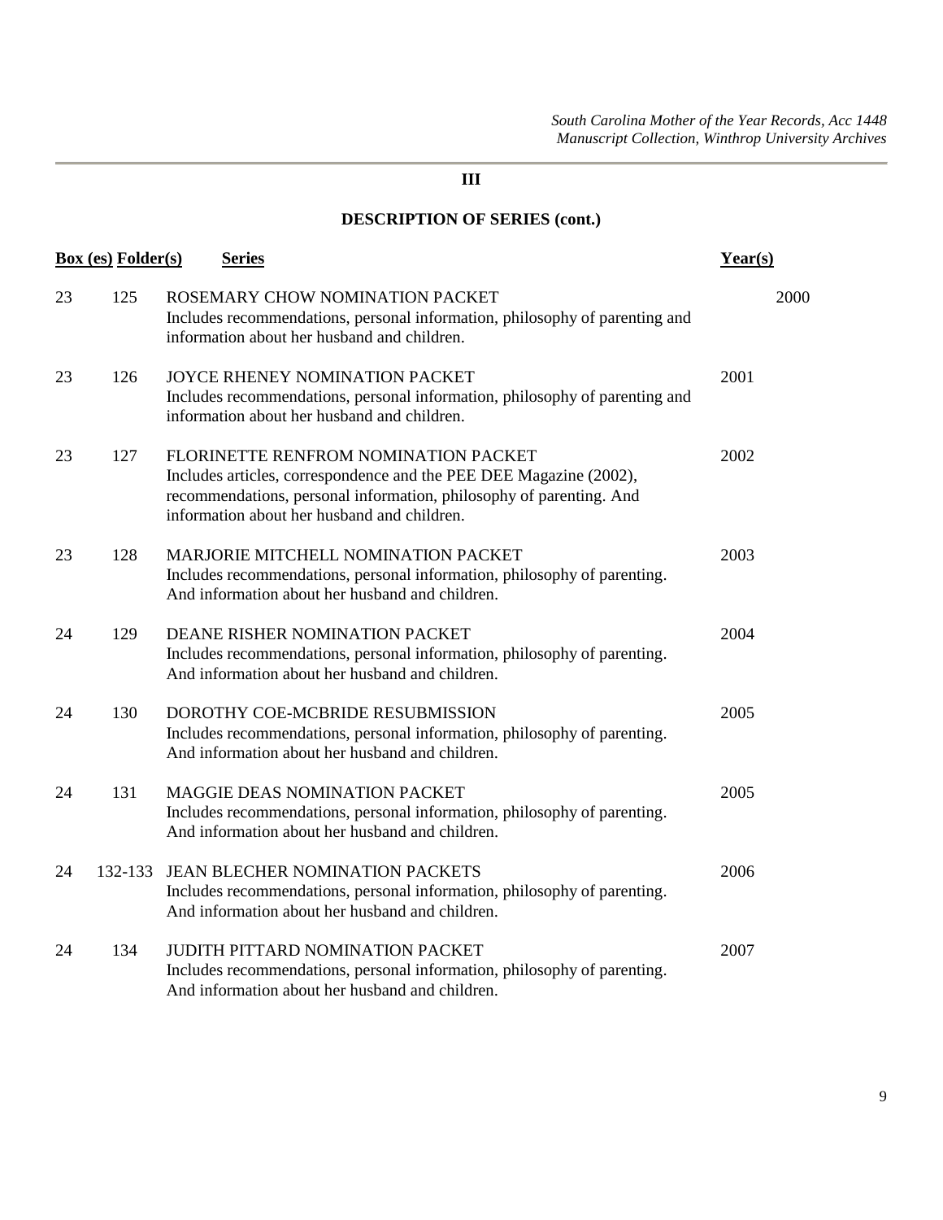## III

## DESCRIPTION OF SERIES (cont.)

| Box (es) | Folder(s) | Series | Year(s) |
|---|---|---|---|
| 23 | 125 | ROSEMARY CHOW NOMINATION PACKET<br>Includes recommendations, personal information, philosophy of parenting and information about her husband and children. | 2000 |
| 23 | 126 | JOYCE RHENEY NOMINATION PACKET<br>Includes recommendations, personal information, philosophy of parenting and information about her husband and children. | 2001 |
| 23 | 127 | FLORINETTE RENFROM NOMINATION PACKET<br>Includes articles, correspondence and the PEE DEE Magazine (2002), recommendations, personal information, philosophy of parenting. And information about her husband and children. | 2002 |
| 23 | 128 | MARJORIE MITCHELL NOMINATION PACKET<br>Includes recommendations, personal information, philosophy of parenting. And information about her husband and children. | 2003 |
| 24 | 129 | DEANE RISHER NOMINATION PACKET<br>Includes recommendations, personal information, philosophy of parenting. And information about her husband and children. | 2004 |
| 24 | 130 | DOROTHY COE-MCBRIDE RESUBMISSION<br>Includes recommendations, personal information, philosophy of parenting. And information about her husband and children. | 2005 |
| 24 | 131 | MAGGIE DEAS NOMINATION PACKET<br>Includes recommendations, personal information, philosophy of parenting. And information about her husband and children. | 2005 |
| 24 | 132-133 | JEAN BLECHER NOMINATION PACKETS<br>Includes recommendations, personal information, philosophy of parenting. And information about her husband and children. | 2006 |
| 24 | 134 | JUDITH PITTARD NOMINATION PACKET<br>Includes recommendations, personal information, philosophy of parenting. And information about her husband and children. | 2007 |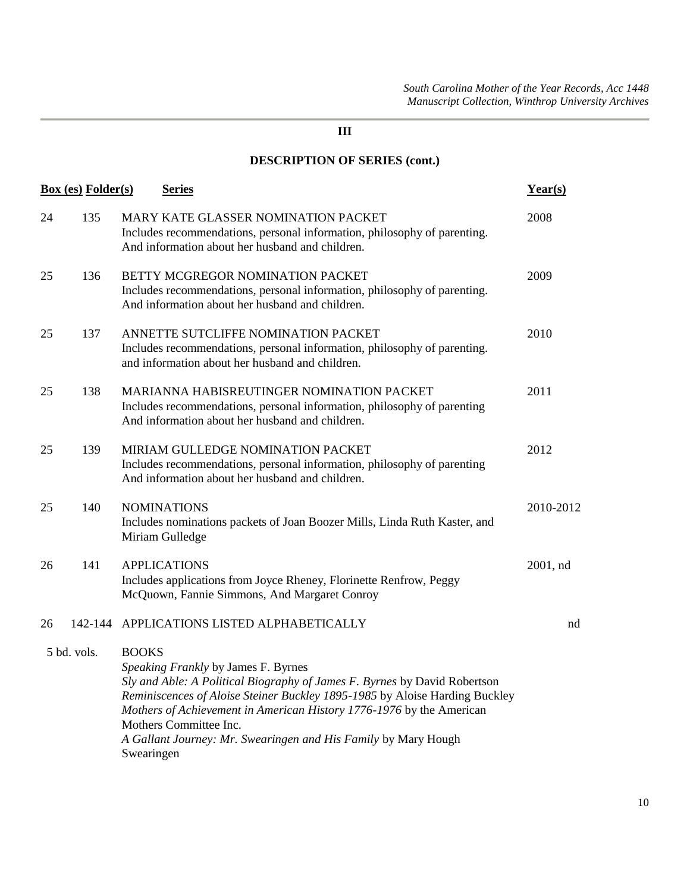## III

## DESCRIPTION OF SERIES (cont.)

| Box (es) | Folder(s) | Series | Year(s) |
|---|---|---|---|
| 24 | 135 | MARY KATE GLASSER NOMINATION PACKET<br>Includes recommendations, personal information, philosophy of parenting. And information about her husband and children. | 2008 |
| 25 | 136 | BETTY MCGREGOR NOMINATION PACKET<br>Includes recommendations, personal information, philosophy of parenting. And information about her husband and children. | 2009 |
| 25 | 137 | ANNETTE SUTCLIFFE NOMINATION PACKET<br>Includes recommendations, personal information, philosophy of parenting. and information about her husband and children. | 2010 |
| 25 | 138 | MARIANNA HABISREUTINGER NOMINATION PACKET<br>Includes recommendations, personal information, philosophy of parenting And information about her husband and children. | 2011 |
| 25 | 139 | MIRIAM GULLEDGE NOMINATION PACKET<br>Includes recommendations, personal information, philosophy of parenting And information about her husband and children. | 2012 |
| 25 | 140 | NOMINATIONS<br>Includes nominations packets of Joan Boozer Mills, Linda Ruth Kaster, and Miriam Gulledge | 2010-2012 |
| 26 | 141 | APPLICATIONS<br>Includes applications from Joyce Rheney, Florinette Renfrow, Peggy McQuown, Fannie Simmons, And Margaret Conroy | 2001, nd |
| 26 | 142-144 | APPLICATIONS LISTED ALPHABETICALLY | nd |
| 5 bd. vols. | | BOOKS<br>*Speaking Frankly* by James F. Byrnes<br>*Sly and Able: A Political Biography of James F. Byrnes* by David Robertson<br>*Reminiscences of Aloise Steiner Buckley 1895-1985* by Aloise Harding Buckley<br>*Mothers of Achievement in American History 1776-1976* by the American Mothers Committee Inc.<br>*A Gallant Journey: Mr. Swearingen and His Family* by Mary Hough Swearingen | |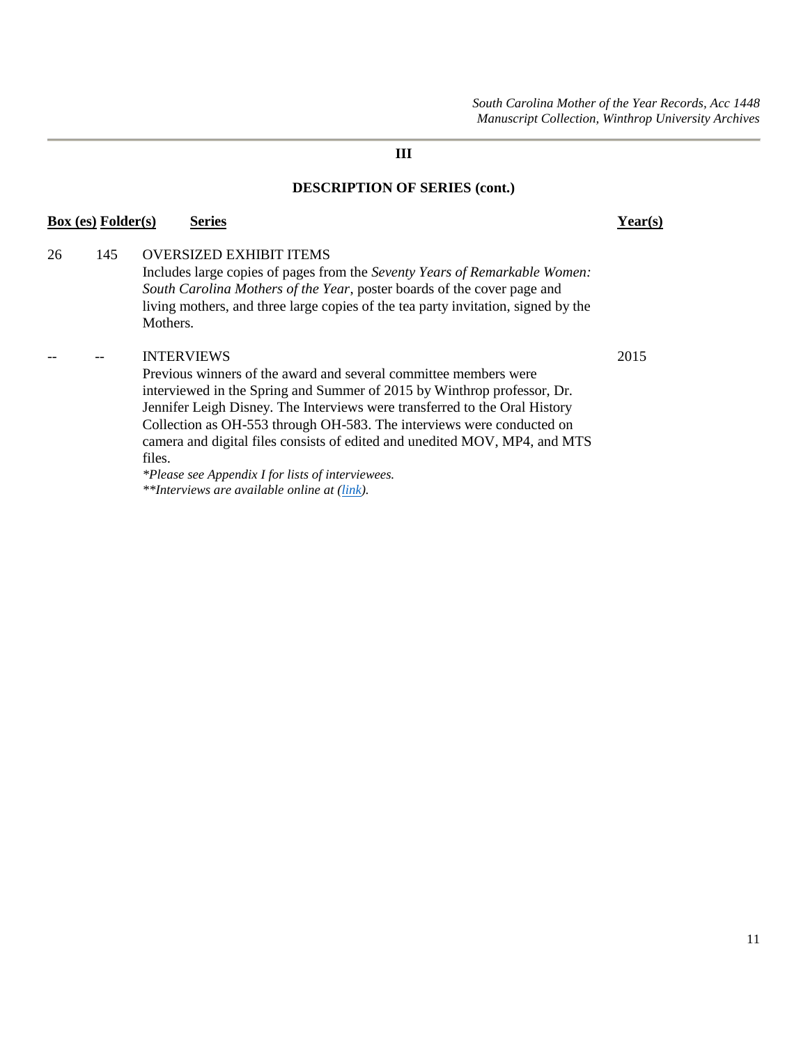# III

## DESCRIPTION OF SERIES (cont.)

| Box (es) | Folder(s) | Series | Year(s) |
|---|---|---|---|
| 26 | 145 | OVERSIZED EXHIBIT ITEMS<br>Includes large copies of pages from the *Seventy Years of Remarkable Women: South Carolina Mothers of the Year*, poster boards of the cover page and living mothers, and three large copies of the tea party invitation, signed by the Mothers. | |
| -- | -- | INTERVIEWS<br>Previous winners of the award and several committee members were interviewed in the Spring and Summer of 2015 by Winthrop professor, Dr. Jennifer Leigh Disney. The Interviews were transferred to the Oral History Collection as OH-553 through OH-583. The interviews were conducted on camera and digital files consists of edited and unedited MOV, MP4, and MTS files.<br>*\*Please see Appendix I for lists of interviewees.*<br>*\*\*Interviews are available online at (link).* | 2015 |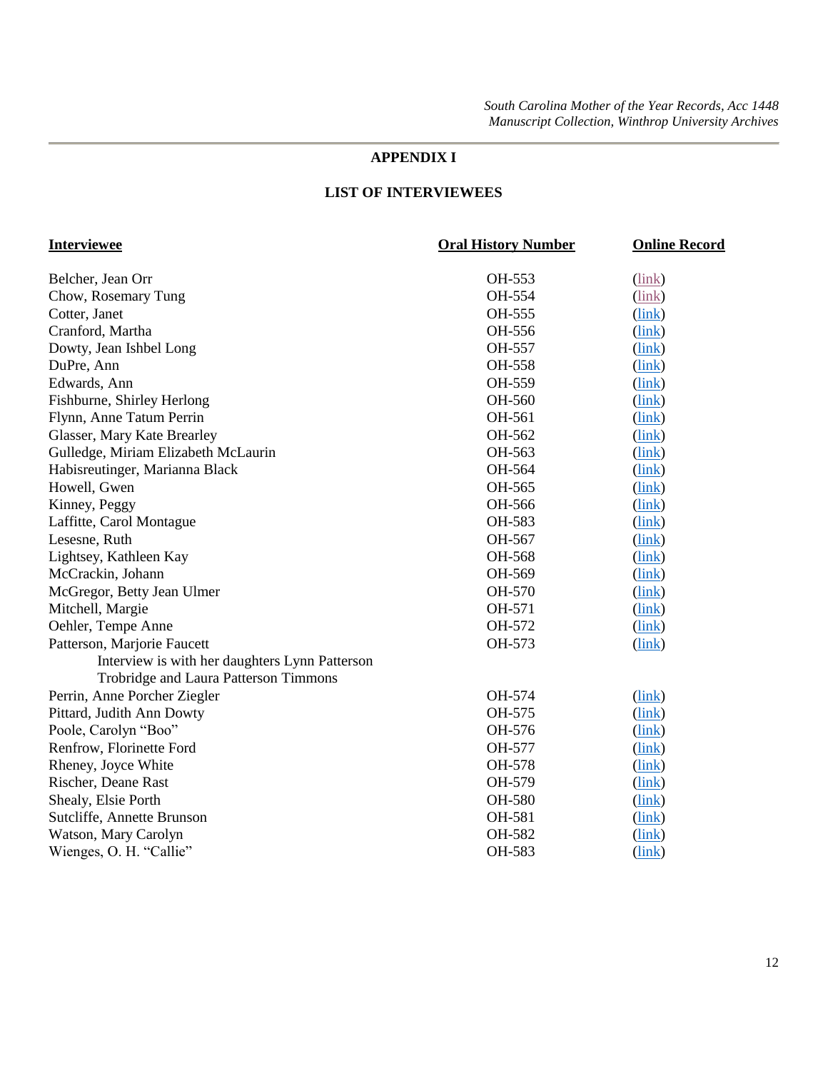## APPENDIX I

## LIST OF INTERVIEWEES

| Interviewee | Oral History Number | Online Record |
|---|---|---|
| Belcher, Jean Orr | OH-553 | (link) |
| Chow, Rosemary Tung | OH-554 | (link) |
| Cotter, Janet | OH-555 | (link) |
| Cranford, Martha | OH-556 | (link) |
| Dowty, Jean Ishbel Long | OH-557 | (link) |
| DuPre, Ann | OH-558 | (link) |
| Edwards, Ann | OH-559 | (link) |
| Fishburne, Shirley Herlong | OH-560 | (link) |
| Flynn, Anne Tatum Perrin | OH-561 | (link) |
| Glasser, Mary Kate Brearley | OH-562 | (link) |
| Gulledge, Miriam Elizabeth McLaurin | OH-563 | (link) |
| Habisreutinger, Marianna Black | OH-564 | (link) |
| Howell, Gwen | OH-565 | (link) |
| Kinney, Peggy | OH-566 | (link) |
| Laffitte, Carol Montague | OH-583 | (link) |
| Lesesne, Ruth | OH-567 | (link) |
| Lightsey, Kathleen Kay | OH-568 | (link) |
| McCrackin, Johann | OH-569 | (link) |
| McGregor, Betty Jean Ulmer | OH-570 | (link) |
| Mitchell, Margie | OH-571 | (link) |
| Oehler, Tempe Anne | OH-572 | (link) |
| Patterson, Marjorie Faucett<br>Interview is with her daughters Lynn Patterson Trobridge and Laura Patterson Timmons | OH-573 | (link) |
| Perrin, Anne Porcher Ziegler | OH-574 | (link) |
| Pittard, Judith Ann Dowty | OH-575 | (link) |
| Poole, Carolyn "Boo" | OH-576 | (link) |
| Renfrow, Florinette Ford | OH-577 | (link) |
| Rheney, Joyce White | OH-578 | (link) |
| Rischer, Deane Rast | OH-579 | (link) |
| Shealy, Elsie Porth | OH-580 | (link) |
| Sutcliffe, Annette Brunson | OH-581 | (link) |
| Watson, Mary Carolyn | OH-582 | (link) |
| Wienges, O. H. "Callie" | OH-583 | (link) |